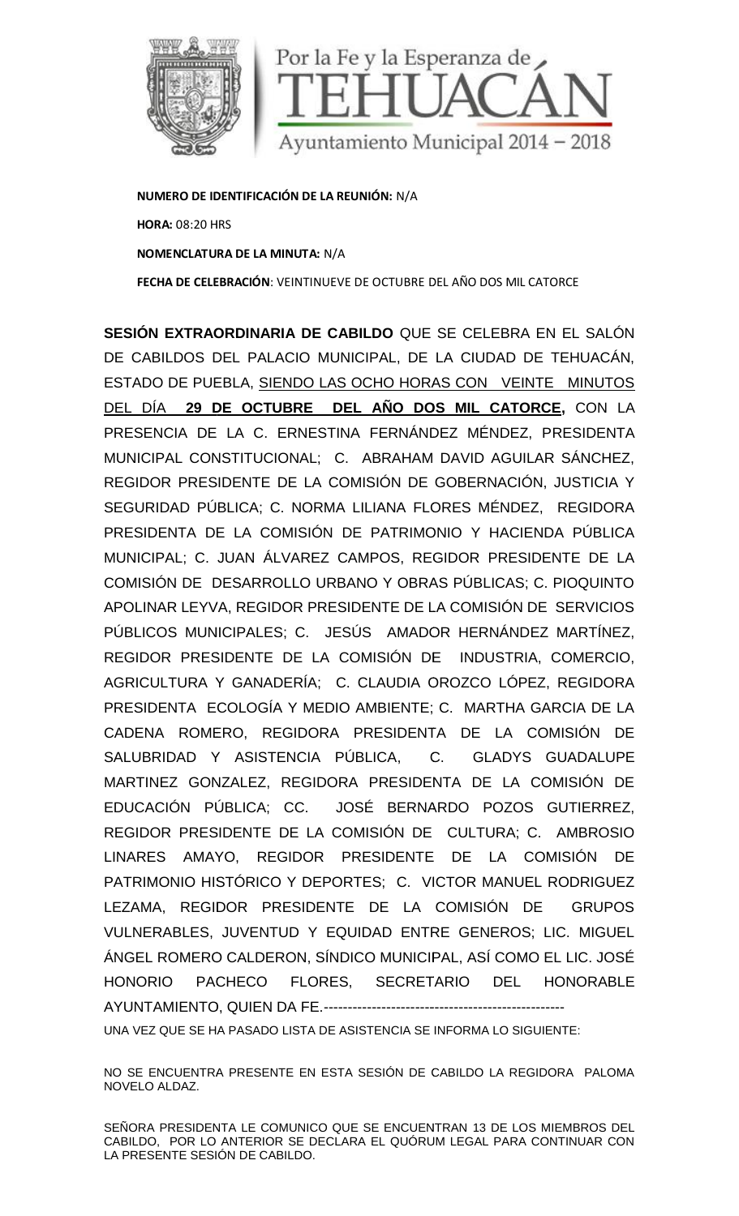Por la Fe y la Esperanza de

TEHUACÁN

Ayuntamiento Municipal 2014 – 2018

**NUMERO DE IDENTIFICACIÓN DE LA REUNIÓN:** N/A

**HORA:** 08:20 HRS

**NOMENCLATURA DE LA MINUTA:** N/A

**FECHA DE CELEBRACIÓN**: VEINTINUEVE DE OCTUBRE DEL AÑO DOS MIL CATORCE

**SESIÓN EXTRAORDINARIA DE CABILDO** QUE SE CELEBRA EN EL SALÓN DE CABILDOS DEL PALACIO MUNICIPAL, DE LA CIUDAD DE TEHUACÁN, ESTADO DE PUEBLA, SIENDO LAS OCHO HORAS CON VEINTE MINUTOS DEL DÍA **29 DE OCTUBRE DEL AÑO DOS MIL CATORCE,** CON LA PRESENCIA DE LA C. ERNESTINA FERNÁNDEZ MÉNDEZ, PRESIDENTA MUNICIPAL CONSTITUCIONAL; C. ABRAHAM DAVID AGUILAR SÁNCHEZ, REGIDOR PRESIDENTE DE LA COMISIÓN DE GOBERNACIÓN, JUSTICIA Y SEGURIDAD PÚBLICA; C. NORMA LILIANA FLORES MÉNDEZ, REGIDORA PRESIDENTA DE LA COMISIÓN DE PATRIMONIO Y HACIENDA PÚBLICA MUNICIPAL; C. JUAN ÁLVAREZ CAMPOS, REGIDOR PRESIDENTE DE LA COMISIÓN DE DESARROLLO URBANO Y OBRAS PÚBLICAS; C. PIOQUINTO APOLINAR LEYVA, REGIDOR PRESIDENTE DE LA COMISIÓN DE SERVICIOS PÚBLICOS MUNICIPALES; C. JESÚS AMADOR HERNÁNDEZ MARTÍNEZ, REGIDOR PRESIDENTE DE LA COMISIÓN DE INDUSTRIA, COMERCIO, AGRICULTURA Y GANADERÍA; C. CLAUDIA OROZCO LÓPEZ, REGIDORA PRESIDENTA ECOLOGÍA Y MEDIO AMBIENTE; C. MARTHA GARCIA DE LA CADENA ROMERO, REGIDORA PRESIDENTA DE LA COMISIÓN DE SALUBRIDAD Y ASISTENCIA PÚBLICA, C. GLADYS GUADALUPE MARTINEZ GONZALEZ, REGIDORA PRESIDENTA DE LA COMISIÓN DE EDUCACIÓN PÚBLICA; CC. JOSÉ BERNARDO POZOS GUTIERREZ, REGIDOR PRESIDENTE DE LA COMISIÓN DE CULTURA; C. AMBROSIO LINARES AMAYO, REGIDOR PRESIDENTE DE LA COMISIÓN DE PATRIMONIO HISTÓRICO Y DEPORTES; C. VICTOR MANUEL RODRIGUEZ LEZAMA, REGIDOR PRESIDENTE DE LA COMISIÓN DE GRUPOS VULNERABLES, JUVENTUD Y EQUIDAD ENTRE GENEROS; LIC. MIGUEL ÁNGEL ROMERO CALDERON, SÍNDICO MUNICIPAL, ASÍ COMO EL LIC. JOSÉ HONORIO PACHECO FLORES, SECRETARIO DEL HONORABLE AYUNTAMIENTO, QUIEN DA FE.--------------------------------------------------

UNA VEZ QUE SE HA PASADO LISTA DE ASISTENCIA SE INFORMA LO SIGUIENTE:

NO SE ENCUENTRA PRESENTE EN ESTA SESIÓN DE CABILDO LA REGIDORA PALOMA NOVELO ALDAZ.

SEÑORA PRESIDENTA LE COMUNICO QUE SE ENCUENTRAN 13 DE LOS MIEMBROS DEL CABILDO, POR LO ANTERIOR SE DECLARA EL QUÓRUM LEGAL PARA CONTINUAR CON LA PRESENTE SESIÓN DE CABILDO.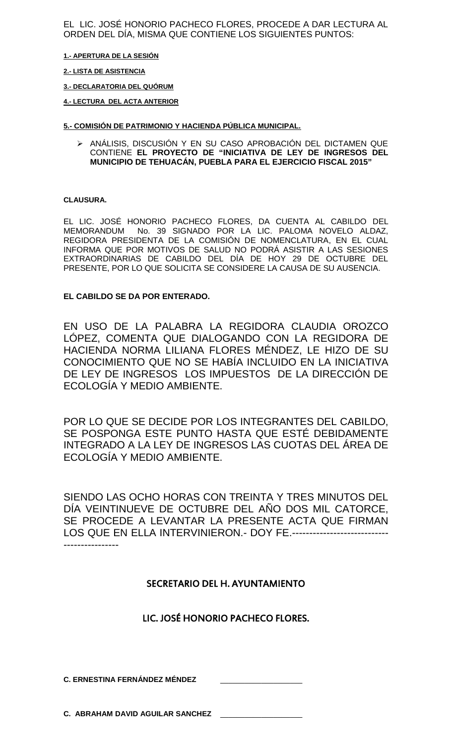EL LIC. JOSÉ HONORIO PACHECO FLORES, PROCEDE A DAR LECTURA AL ORDEN DEL DÍA, MISMA QUE CONTIENE LOS SIGUIENTES PUNTOS:

**1.- APERTURA DE LA SESIÓN**

**2.- LISTA DE ASISTENCIA**

**3.- DECLARATORIA DEL QUÓRUM**

**4.- LECTURA DEL ACTA ANTERIOR**

**5.- COMISIÓN DE PATRIMONIO Y HACIENDA PÚBLICA MUNICIPAL.**

- ANÁLISIS, DISCUSIÓN Y EN SU CASO APROBACIÓN DEL DICTAMEN QUE CONTIENE **EL PROYECTO DE "INICIATIVA DE LEY DE INGRESOS DEL MUNICIPIO DE TEHUACÁN, PUEBLA PARA EL EJERCICIO FISCAL 2015"**

**CLAUSURA.**

EL LIC. JOSÉ HONORIO PACHECO FLORES, DA CUENTA AL CABILDO DEL MEMORANDUM No. 39 SIGNADO POR LA LIC. PALOMA NOVELO ALDAZ, REGIDORA PRESIDENTA DE LA COMISIÓN DE NOMENCLATURA, EN EL CUAL INFORMA QUE POR MOTIVOS DE SALUD NO PODRÁ ASISTIR A LAS SESIONES EXTRAORDINARIAS DE CABILDO DEL DÍA DE HOY 29 DE OCTUBRE DEL PRESENTE, POR LO QUE SOLICITA SE CONSIDERE LA CAUSA DE SU AUSENCIA.

**EL CABILDO SE DA POR ENTERADO.**

EN USO DE LA PALABRA LA REGIDORA CLAUDIA OROZCO LÓPEZ, COMENTA QUE DIALOGANDO CON LA REGIDORA DE HACIENDA NORMA LILIANA FLORES MÉNDEZ, LE HIZO DE SU CONOCIMIENTO QUE NO SE HABÍA INCLUIDO EN LA INICIATIVA DE LEY DE INGRESOS LOS IMPUESTOS DE LA DIRECCIÓN DE ECOLOGÍA Y MEDIO AMBIENTE.

POR LO QUE SE DECIDE POR LOS INTEGRANTES DEL CABILDO, SE POSPONGA ESTE PUNTO HASTA QUE ESTÉ DEBIDAMENTE INTEGRADO A LA LEY DE INGRESOS LAS CUOTAS DEL ÁREA DE ECOLOGÍA Y MEDIO AMBIENTE.

SIENDO LAS OCHO HORAS CON TREINTA Y TRES MINUTOS DEL DÍA VEINTINUEVE DE OCTUBRE DEL AÑO DOS MIL CATORCE, SE PROCEDE A LEVANTAR LA PRESENTE ACTA QUE FIRMAN LOS QUE EN ELLA INTERVINIERON.- DOY FE.-------------------------------------------

**SECRETARIO DEL H. AYUNTAMIENTO**

**LIC. JOSÉ HONORIO PACHECO FLORES.**

**C. ERNESTINA FERNÁNDEZ MÉNDEZ** \_\_\_\_\_\_\_\_\_\_\_\_\_\_\_\_\_\_

**C. ABRAHAM DAVID AGUILAR SANCHEZ** \_\_\_\_\_\_\_\_\_\_\_\_\_\_\_\_\_\_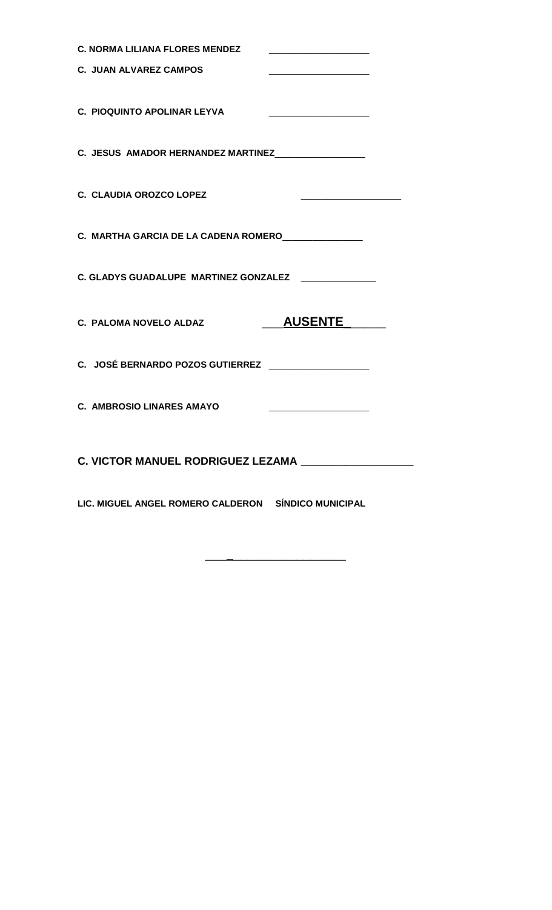**C. NORMA LILIANA FLORES MENDEZ** \_\_\_\_\_\_\_\_\_\_\_\_\_\_\_\_\_\_\_

**C. JUAN ALVAREZ CAMPOS** \_\_\_\_\_\_\_\_\_\_\_\_\_\_\_\_\_\_\_

**C. PIOQUINTO APOLINAR LEYVA** \_\_\_\_\_\_\_\_\_\_\_\_\_\_\_\_\_\_\_

**C. JESUS AMADOR HERNANDEZ MARTINEZ**\_\_\_\_\_\_\_\_\_\_\_\_\_\_\_\_\_\_

**C. CLAUDIA OROZCO LOPEZ** \_\_\_\_\_\_\_\_\_\_\_\_\_\_\_\_\_\_\_

**C. MARTHA GARCIA DE LA CADENA ROMERO**\_\_\_\_\_\_\_\_\_\_\_\_\_\_\_\_

**C. GLADYS GUADALUPE MARTINEZ GONZALEZ** \_\_\_\_\_\_\_\_\_\_\_\_\_\_

**C. PALOMA NOVELO ALDAZ** \_\_\_**AUSENTE**\_\_\_\_\_\_

**C. JOSÉ BERNARDO POZOS GUTIERREZ** \_\_\_\_\_\_\_\_\_\_\_\_\_\_\_\_\_\_\_

**C. AMBROSIO LINARES AMAYO** \_\_\_\_\_\_\_\_\_\_\_\_\_\_\_\_\_\_\_

**C. VICTOR MANUEL RODRIGUEZ LEZAMA** \_\_\_\_\_\_\_\_\_\_\_\_\_\_\_\_\_\_\_

**LIC. MIGUEL ANGEL ROMERO CALDERON SÍNDICO MUNICIPAL**

\_\_\_\_\_\_\_\_\_\_\_\_\_\_\_\_\_\_\_\_\_\_\_\_